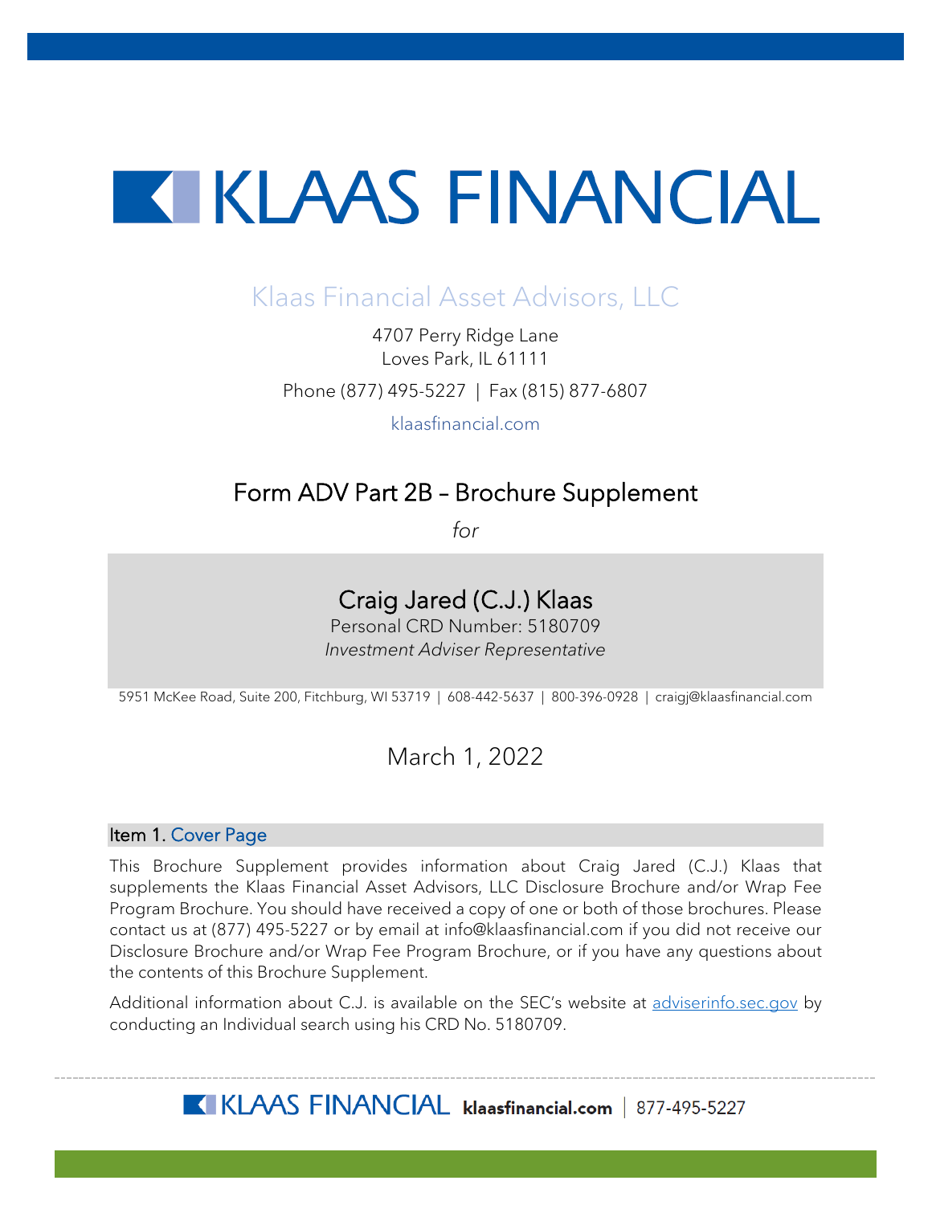# KLAAS FINANCIAL

## Klaas Financial Asset Advisors, LLC

4707 Perry Ridge Lane
Loves Park, IL 61111

Phone (877) 495-5227 | Fax (815) 877-6807

klaasfinancial.com

## Form ADV Part 2B – Brochure Supplement

*for*

### Craig Jared (C.J.) Klaas

Personal CRD Number: 5180709

*Investment Adviser Representative*

5951 McKee Road, Suite 200, Fitchburg, WI 53719 | 608-442-5637 | 800-396-0928 | craigj@klaasfinancial.com

March 1, 2022

### Item 1. Cover Page

This Brochure Supplement provides information about Craig Jared (C.J.) Klaas that supplements the Klaas Financial Asset Advisors, LLC Disclosure Brochure and/or Wrap Fee Program Brochure. You should have received a copy of one or both of those brochures. Please contact us at (877) 495-5227 or by email at info@klaasfinancial.com if you did not receive our Disclosure Brochure and/or Wrap Fee Program Brochure, or if you have any questions about the contents of this Brochure Supplement.

Additional information about C.J. is available on the SEC's website at adviserinfo.sec.gov by conducting an Individual search using his CRD No. 5180709.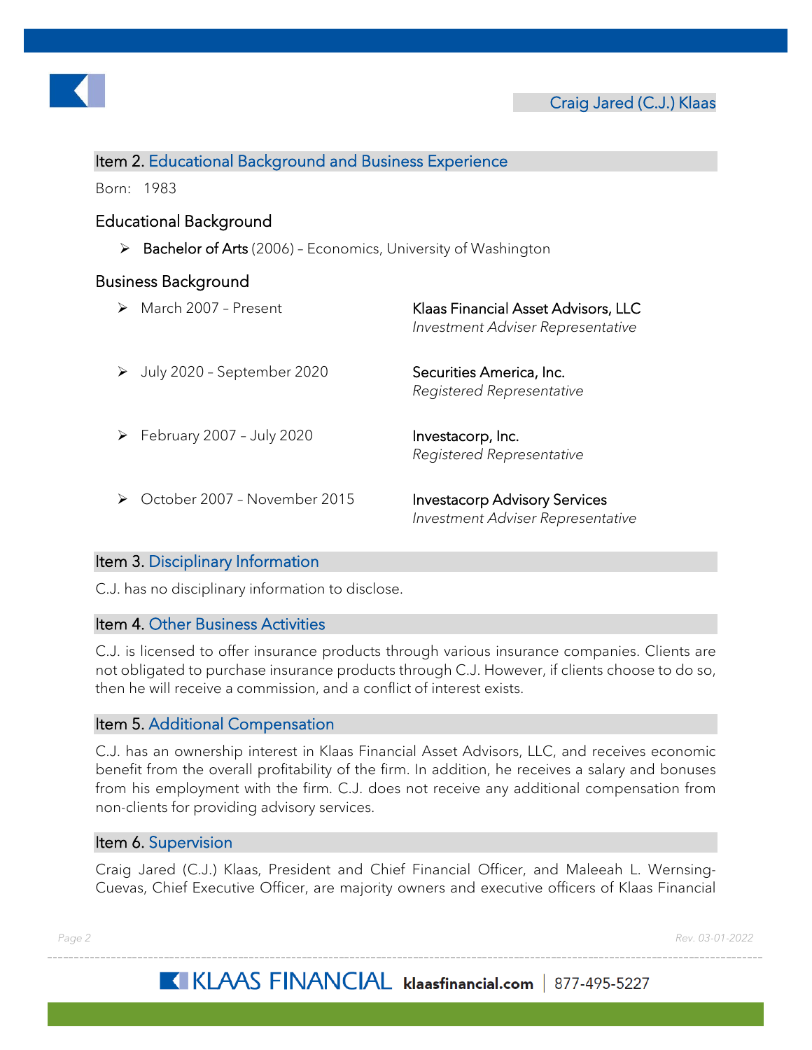## Item 2. Educational Background and Business Experience

Born: 1983

### Educational Background

- **Bachelor of Arts** (2006) – Economics, University of Washington

### Business Background

- March 2007 – Present — Klaas Financial Asset Advisors, LLC, *Investment Adviser Representative*
- July 2020 – September 2020 — Securities America, Inc., *Registered Representative*
- February 2007 – July 2020 — Investacorp, Inc., *Registered Representative*
- October 2007 – November 2015 — Investacorp Advisory Services, *Investment Adviser Representative*

## Item 3. Disciplinary Information

C.J. has no disciplinary information to disclose.

## Item 4. Other Business Activities

C.J. is licensed to offer insurance products through various insurance companies. Clients are not obligated to purchase insurance products through C.J. However, if clients choose to do so, then he will receive a commission, and a conflict of interest exists.

## Item 5. Additional Compensation

C.J. has an ownership interest in Klaas Financial Asset Advisors, LLC, and receives economic benefit from the overall profitability of the firm. In addition, he receives a salary and bonuses from his employment with the firm. C.J. does not receive any additional compensation from non-clients for providing advisory services.

## Item 6. Supervision

Craig Jared (C.J.) Klaas, President and Chief Financial Officer, and Maleeah L. Wernsing-Cuevas, Chief Executive Officer, are majority owners and executive officers of Klaas Financial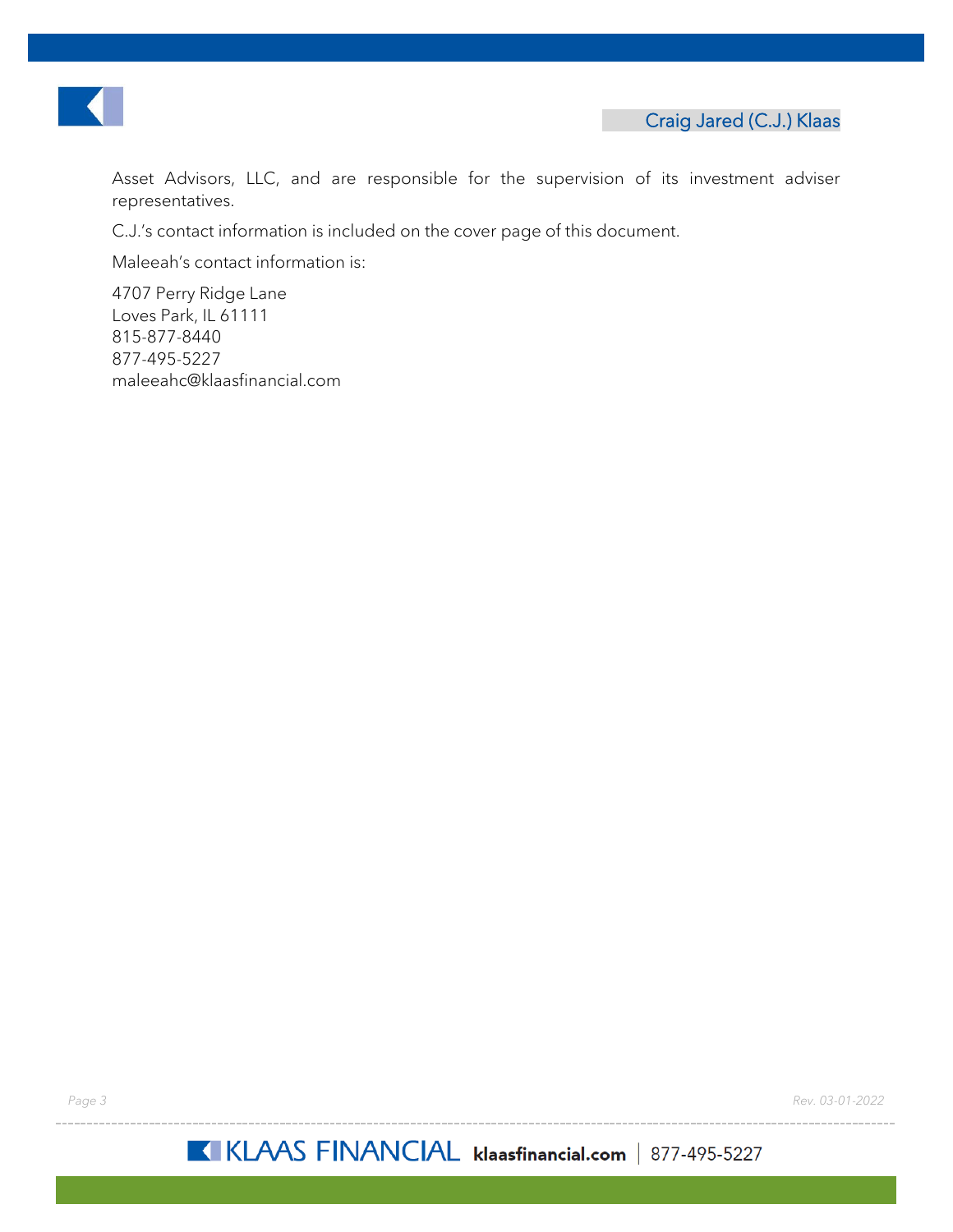Asset Advisors, LLC, and are responsible for the supervision of its investment adviser representatives.

C.J.'s contact information is included on the cover page of this document.

Maleeah's contact information is:

4707 Perry Ridge Lane  
Loves Park, IL 61111  
815-877-8440  
877-495-5227  
maleeahc@klaasfinancial.com